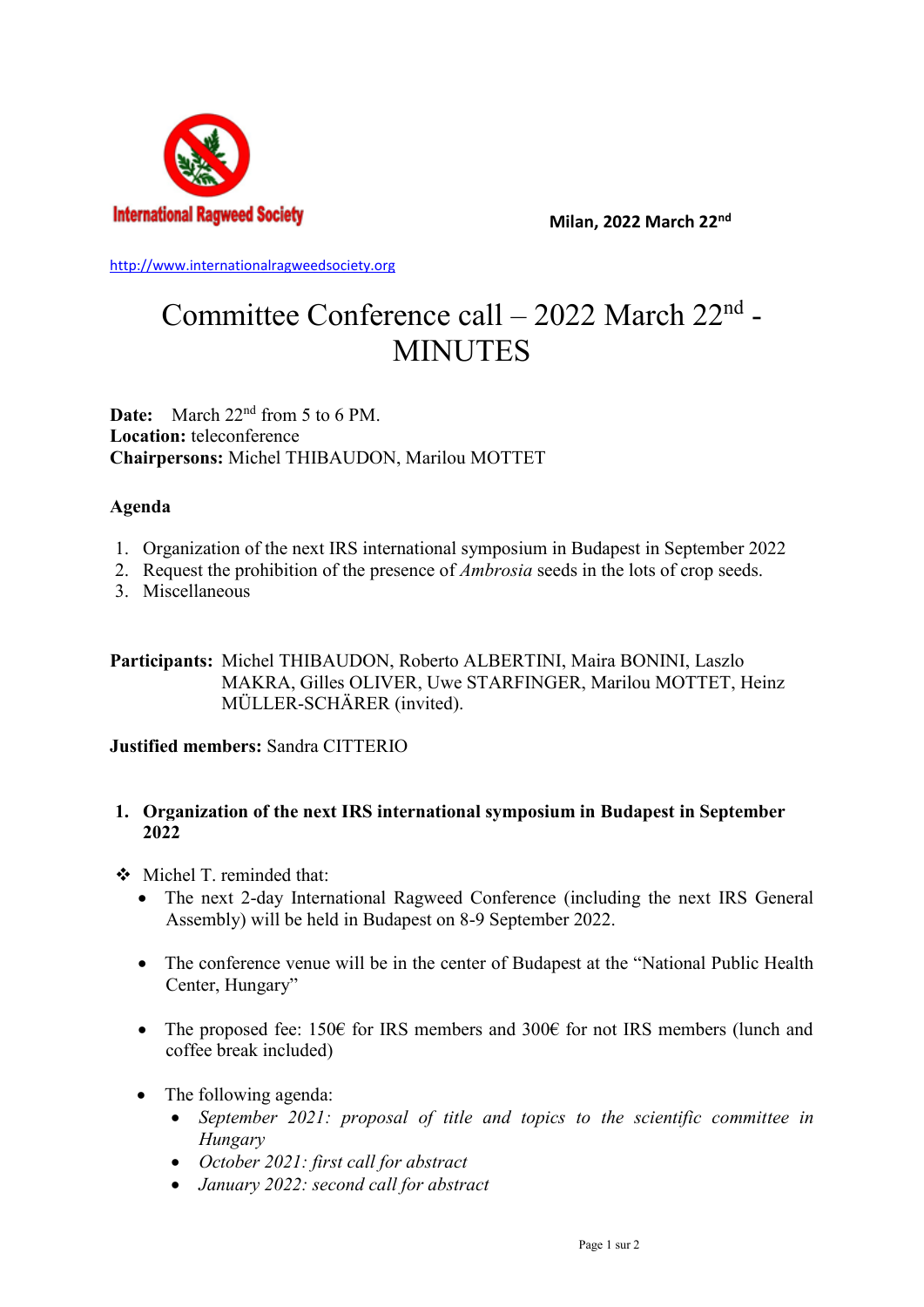International Ragweed Society

**Milan, 2022 March 22nd**

http://www.internationalragweedsociety.org

# Committee Conference call – 2022 March 22nd - MINUTES

**Date:** March 22nd from 5 to 6 PM.
**Location:** teleconference
**Chairpersons:** Michel THIBAUDON, Marilou MOTTET

**Agenda**

1. Organization of the next IRS international symposium in Budapest in September 2022
2. Request the prohibition of the presence of *Ambrosia* seeds in the lots of crop seeds.
3. Miscellaneous

**Participants:** Michel THIBAUDON, Roberto ALBERTINI, Maira BONINI, Laszlo MAKRA, Gilles OLIVER, Uwe STARFINGER, Marilou MOTTET, Heinz MÜLLER-SCHÄRER (invited).

**Justified members:** Sandra CITTERIO

## 1. Organization of the next IRS international symposium in Budapest in September 2022

- Michel T. reminded that:
  - The next 2-day International Ragweed Conference (including the next IRS General Assembly) will be held in Budapest on 8-9 September 2022.
  - The conference venue will be in the center of Budapest at the "National Public Health Center, Hungary"
  - The proposed fee: 150€ for IRS members and 300€ for not IRS members (lunch and coffee break included)
  - The following agenda:
    - *September 2021: proposal of title and topics to the scientific committee in Hungary*
    - *October 2021: first call for abstract*
    - *January 2022: second call for abstract*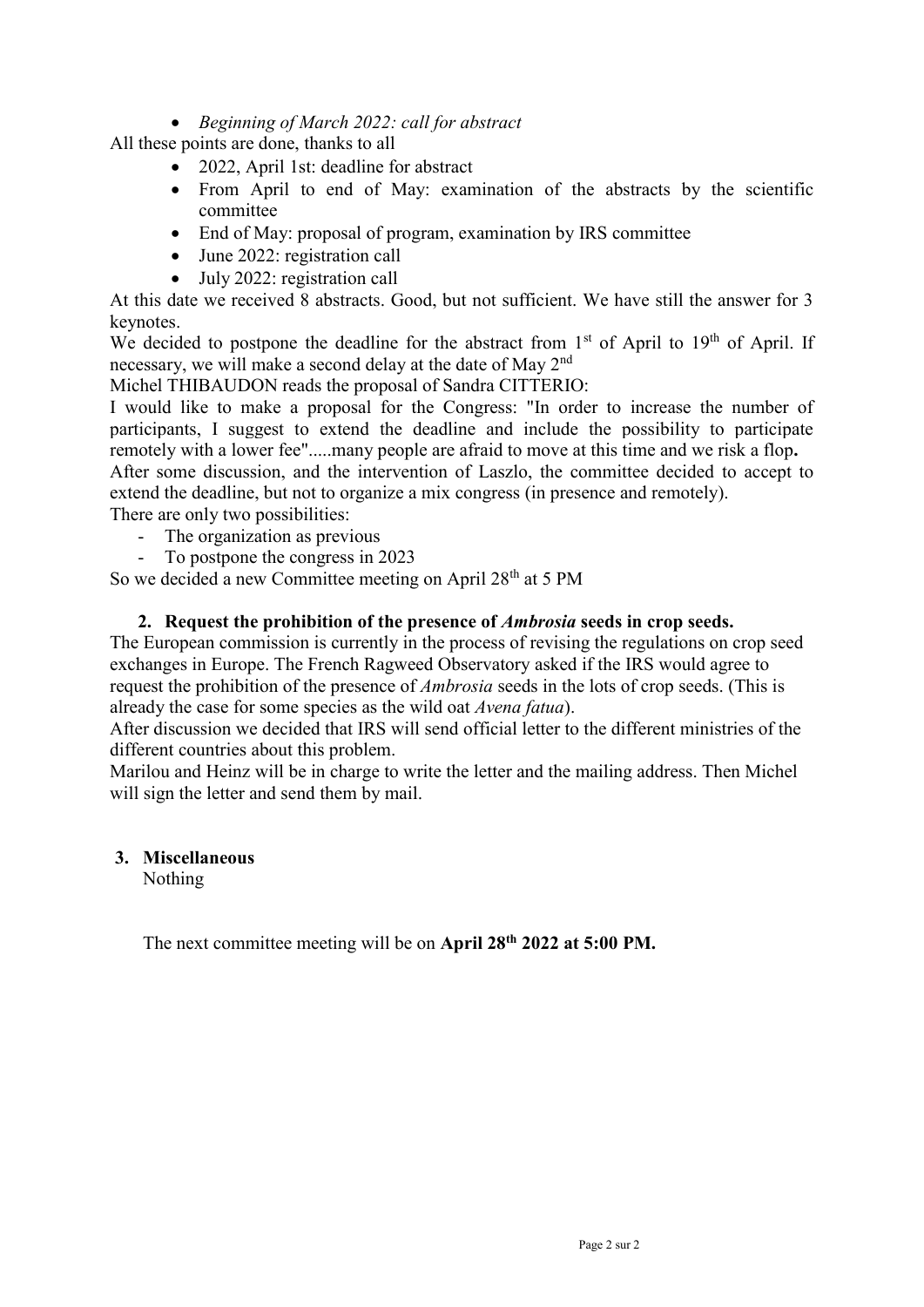- *Beginning of March 2022: call for abstract*

All these points are done, thanks to all

- 2022, April 1st: deadline for abstract
- From April to end of May: examination of the abstracts by the scientific committee
- End of May: proposal of program, examination by IRS committee
- June 2022: registration call
- July 2022: registration call

At this date we received 8 abstracts. Good, but not sufficient. We have still the answer for 3 keynotes.

We decided to postpone the deadline for the abstract from 1st of April to 19th of April. If necessary, we will make a second delay at the date of May 2nd

Michel THIBAUDON reads the proposal of Sandra CITTERIO:

I would like to make a proposal for the Congress: "In order to increase the number of participants, I suggest to extend the deadline and include the possibility to participate remotely with a lower fee".....many people are afraid to move at this time and we risk a flop**.**

After some discussion, and the intervention of Laszlo, the committee decided to accept to extend the deadline, but not to organize a mix congress (in presence and remotely).

There are only two possibilities:

- The organization as previous
- To postpone the congress in 2023

So we decided a new Committee meeting on April 28th at 5 PM

## 2. Request the prohibition of the presence of *Ambrosia* seeds in crop seeds.

The European commission is currently in the process of revising the regulations on crop seed exchanges in Europe. The French Ragweed Observatory asked if the IRS would agree to request the prohibition of the presence of *Ambrosia* seeds in the lots of crop seeds. (This is already the case for some species as the wild oat *Avena fatua*).

After discussion we decided that IRS will send official letter to the different ministries of the different countries about this problem.

Marilou and Heinz will be in charge to write the letter and the mailing address. Then Michel will sign the letter and send them by mail.

## 3. Miscellaneous

Nothing

The next committee meeting will be on **April 28th 2022 at 5:00 PM.**